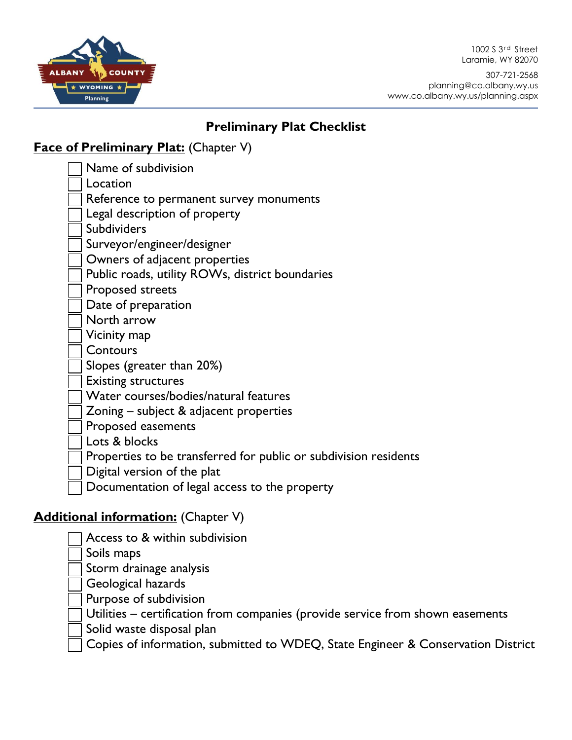1002 S 3rd Street
Laramie, WY 82070

307-721-2568
planning@co.albany.wy.us
www.co.albany.wy.us/planning.aspx

# Preliminary Plat Checklist

**Face of Preliminary Plat:** (Chapter V)

- [ ] Name of subdivision
- [ ] Location
- [ ] Reference to permanent survey monuments
- [ ] Legal description of property
- [ ] Subdividers
- [ ] Surveyor/engineer/designer
- [ ] Owners of adjacent properties
- [ ] Public roads, utility ROWs, district boundaries
- [ ] Proposed streets
- [ ] Date of preparation
- [ ] North arrow
- [ ] Vicinity map
- [ ] Contours
- [ ] Slopes (greater than 20%)
- [ ] Existing structures
- [ ] Water courses/bodies/natural features
- [ ] Zoning – subject & adjacent properties
- [ ] Proposed easements
- [ ] Lots & blocks
- [ ] Properties to be transferred for public or subdivision residents
- [ ] Digital version of the plat
- [ ] Documentation of legal access to the property

**Additional information:** (Chapter V)

- [ ] Access to & within subdivision
- [ ] Soils maps
- [ ] Storm drainage analysis
- [ ] Geological hazards
- [ ] Purpose of subdivision
- [ ] Utilities – certification from companies (provide service from shown easements
- [ ] Solid waste disposal plan
- [ ] Copies of information, submitted to WDEQ, State Engineer & Conservation District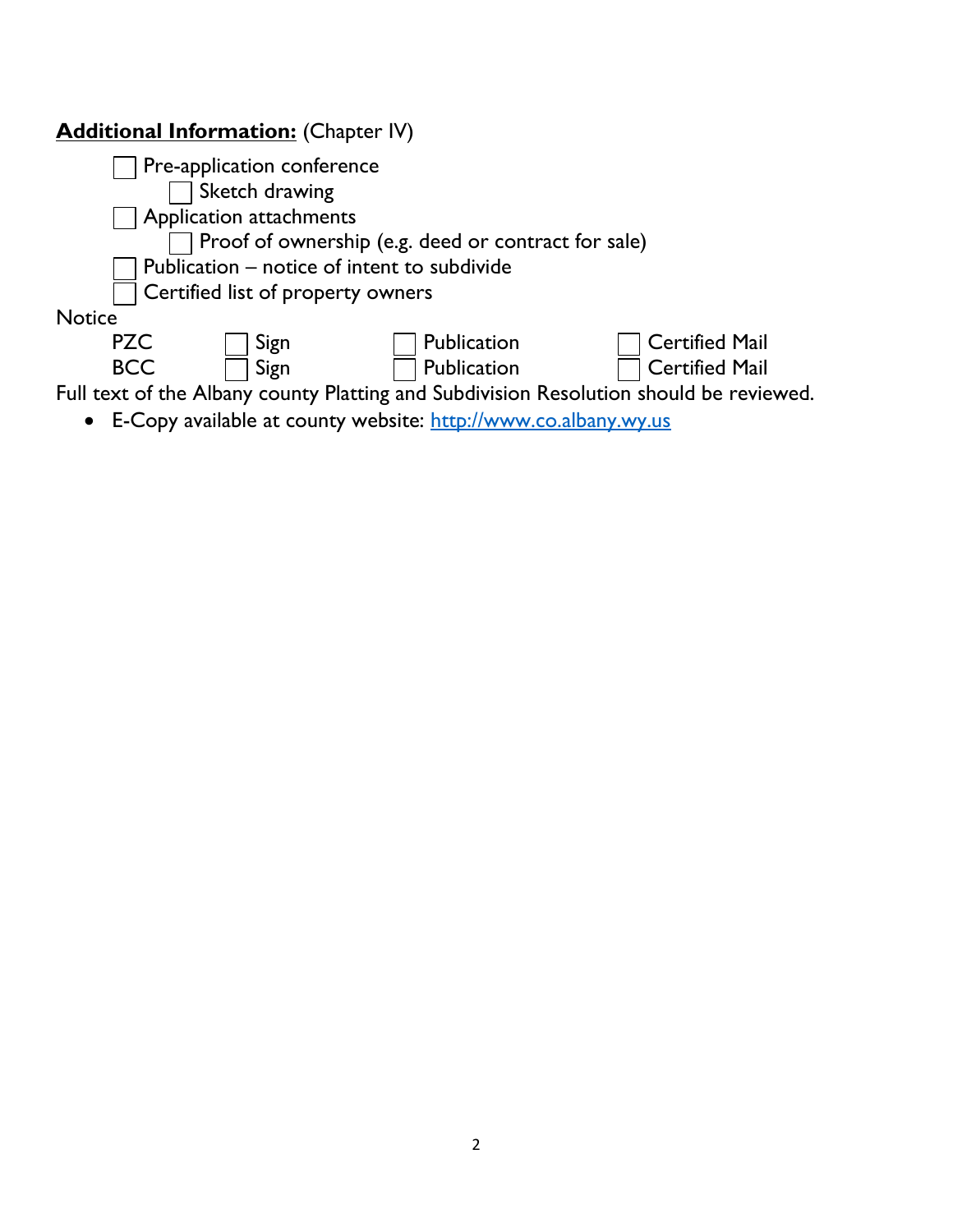**<u>Additional Information:</u>** (Chapter IV)

- [ ] Pre-application conference
  - [ ] Sketch drawing
- [ ] Application attachments
  - [ ] Proof of ownership (e.g. deed or contract for sale)
- [ ] Publication – notice of intent to subdivide
- [ ] Certified list of property owners

Notice

| | | | |
|---|---|---|---|
| PZC | ☐ Sign | ☐ Publication | ☐ Certified Mail |
| BCC | ☐ Sign | ☐ Publication | ☐ Certified Mail |

Full text of the Albany county Platting and Subdivision Resolution should be reviewed.

- E-Copy available at county website: http://www.co.albany.wy.us